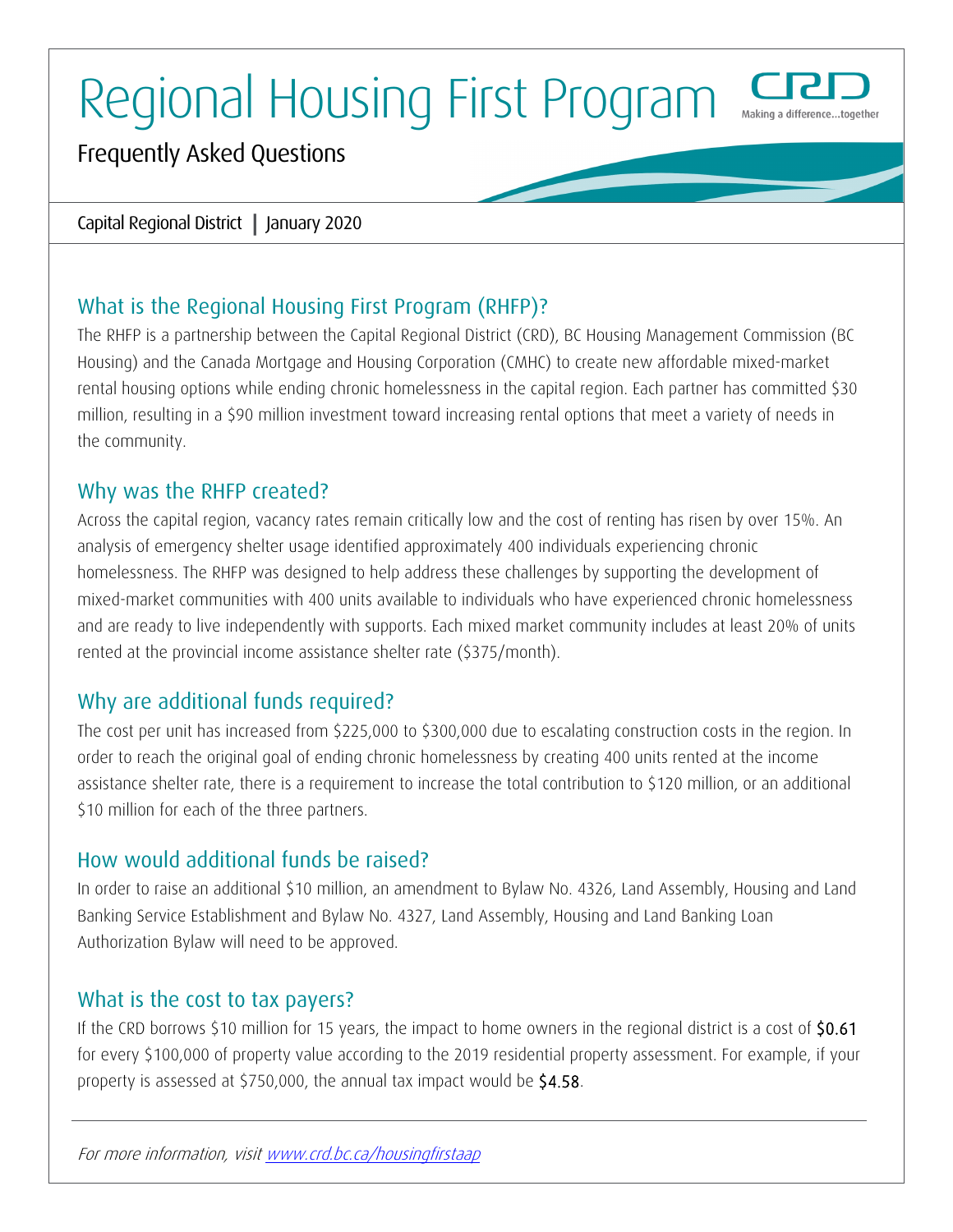# Regional Housing First Program

## Frequently Asked Questions

Capital Regional District | January 2020

### What is the Regional Housing First Program (RHFP)?

The RHFP is a partnership between the Capital Regional District (CRD), BC Housing Management Commission (BC Housing) and the Canada Mortgage and Housing Corporation (CMHC) to create new affordable mixed-market rental housing options while ending chronic homelessness in the capital region. Each partner has committed $30 million, resulting in a $90 million investment toward increasing rental options that meet a variety of needs in the community.

### Why was the RHFP created?

Across the capital region, vacancy rates remain critically low and the cost of renting has risen by over 15%. An analysis of emergency shelter usage identified approximately 400 individuals experiencing chronic homelessness. The RHFP was designed to help address these challenges by supporting the development of mixed-market communities with 400 units available to individuals who have experienced chronic homelessness and are ready to live independently with supports. Each mixed market community includes at least 20% of units rented at the provincial income assistance shelter rate ($375/month).

### Why are additional funds required?

The cost per unit has increased from $225,000 to $300,000 due to escalating construction costs in the region. In order to reach the original goal of ending chronic homelessness by creating 400 units rented at the income assistance shelter rate, there is a requirement to increase the total contribution to $120 million, or an additional $10 million for each of the three partners.

### How would additional funds be raised?

In order to raise an additional $10 million, an amendment to Bylaw No. 4326, Land Assembly, Housing and Land Banking Service Establishment and Bylaw No. 4327, Land Assembly, Housing and Land Banking Loan Authorization Bylaw will need to be approved.

### What is the cost to tax payers?

If the CRD borrows $10 million for 15 years, the impact to home owners in the regional district is a cost of $0.61 for every $100,000 of property value according to the 2019 residential property assessment. For example, if your property is assessed at $750,000, the annual tax impact would be $4.58.

*For more information, visit [www.crd.bc.ca/housingfirstaap](www.crd.bc.ca/housingfirstaap)*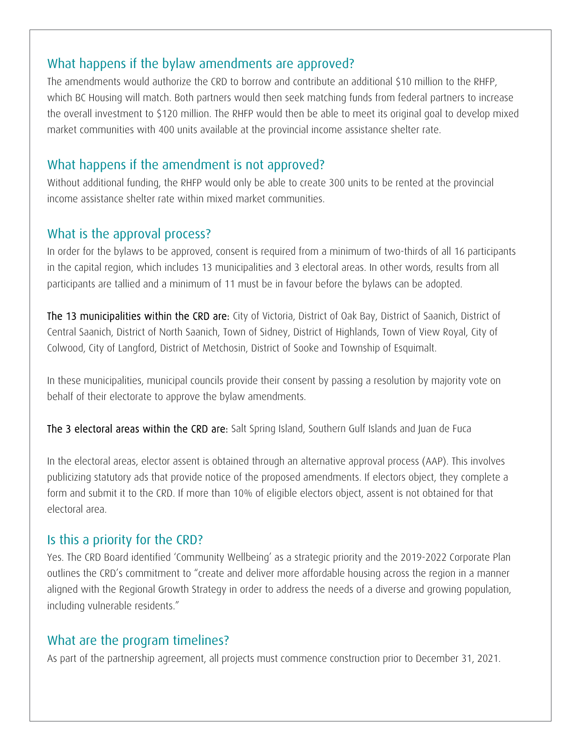## What happens if the bylaw amendments are approved?

The amendments would authorize the CRD to borrow and contribute an additional $10 million to the RHFP, which BC Housing will match. Both partners would then seek matching funds from federal partners to increase the overall investment to $120 million. The RHFP would then be able to meet its original goal to develop mixed market communities with 400 units available at the provincial income assistance shelter rate.

## What happens if the amendment is not approved?

Without additional funding, the RHFP would only be able to create 300 units to be rented at the provincial income assistance shelter rate within mixed market communities.

## What is the approval process?

In order for the bylaws to be approved, consent is required from a minimum of two-thirds of all 16 participants in the capital region, which includes 13 municipalities and 3 electoral areas. In other words, results from all participants are tallied and a minimum of 11 must be in favour before the bylaws can be adopted.

**The 13 municipalities within the CRD are:** City of Victoria, District of Oak Bay, District of Saanich, District of Central Saanich, District of North Saanich, Town of Sidney, District of Highlands, Town of View Royal, City of Colwood, City of Langford, District of Metchosin, District of Sooke and Township of Esquimalt.

In these municipalities, municipal councils provide their consent by passing a resolution by majority vote on behalf of their electorate to approve the bylaw amendments.

**The 3 electoral areas within the CRD are:** Salt Spring Island, Southern Gulf Islands and Juan de Fuca

In the electoral areas, elector assent is obtained through an alternative approval process (AAP). This involves publicizing statutory ads that provide notice of the proposed amendments. If electors object, they complete a form and submit it to the CRD. If more than 10% of eligible electors object, assent is not obtained for that electoral area.

## Is this a priority for the CRD?

Yes. The CRD Board identified 'Community Wellbeing' as a strategic priority and the 2019-2022 Corporate Plan outlines the CRD's commitment to "create and deliver more affordable housing across the region in a manner aligned with the Regional Growth Strategy in order to address the needs of a diverse and growing population, including vulnerable residents."

## What are the program timelines?

As part of the partnership agreement, all projects must commence construction prior to December 31, 2021.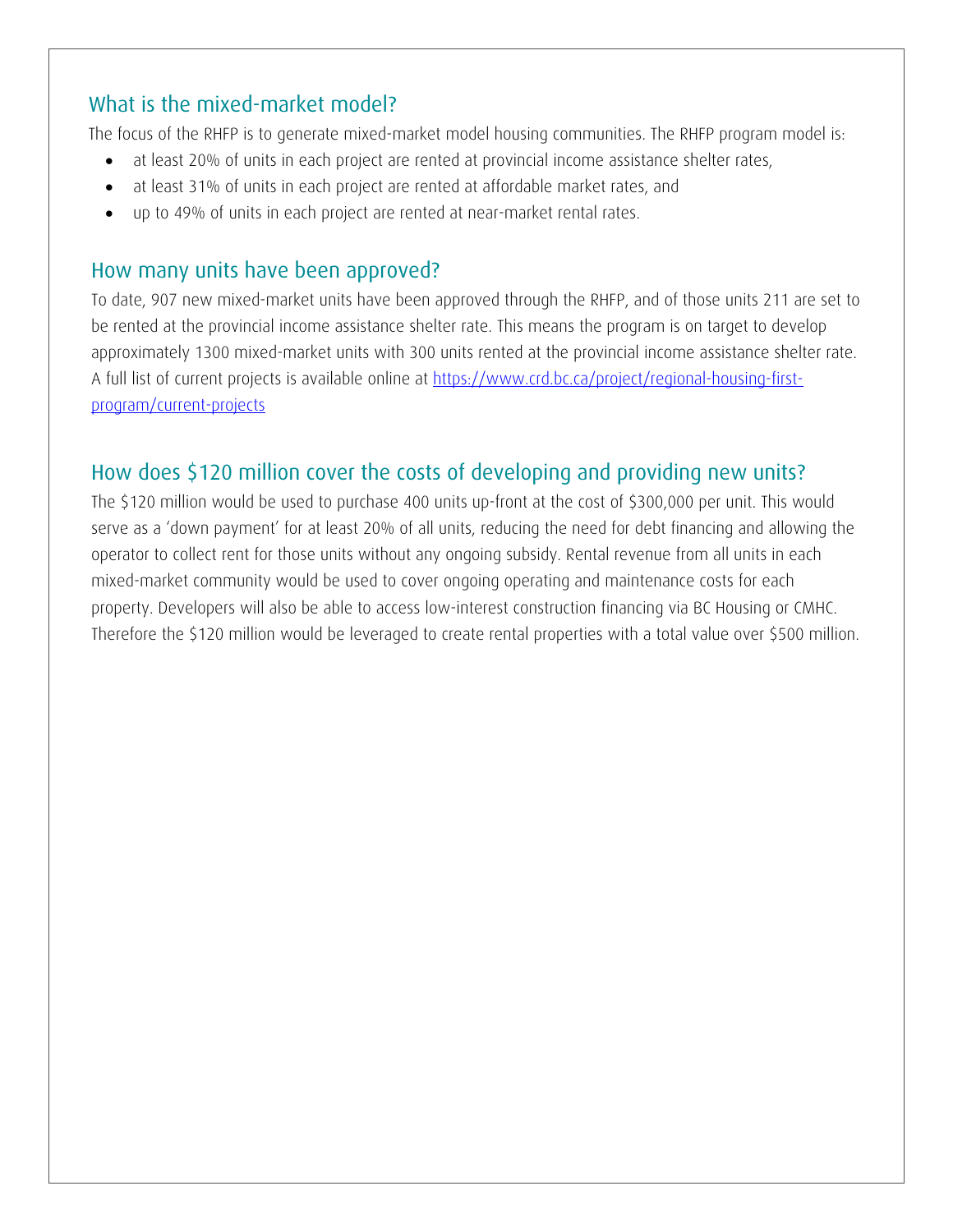## What is the mixed-market model?

The focus of the RHFP is to generate mixed-market model housing communities. The RHFP program model is:

- at least 20% of units in each project are rented at provincial income assistance shelter rates,
- at least 31% of units in each project are rented at affordable market rates, and
- up to 49% of units in each project are rented at near-market rental rates.

## How many units have been approved?

To date, 907 new mixed-market units have been approved through the RHFP, and of those units 211 are set to be rented at the provincial income assistance shelter rate. This means the program is on target to develop approximately 1300 mixed-market units with 300 units rented at the provincial income assistance shelter rate. A full list of current projects is available online at [https://www.crd.bc.ca/project/regional-housing-first-program/current-projects](https://www.crd.bc.ca/project/regional-housing-first-program/current-projects)

## How does $120 million cover the costs of developing and providing new units?

The $120 million would be used to purchase 400 units up-front at the cost of $300,000 per unit. This would serve as a 'down payment' for at least 20% of all units, reducing the need for debt financing and allowing the operator to collect rent for those units without any ongoing subsidy. Rental revenue from all units in each mixed-market community would be used to cover ongoing operating and maintenance costs for each property. Developers will also be able to access low-interest construction financing via BC Housing or CMHC. Therefore the $120 million would be leveraged to create rental properties with a total value over $500 million.